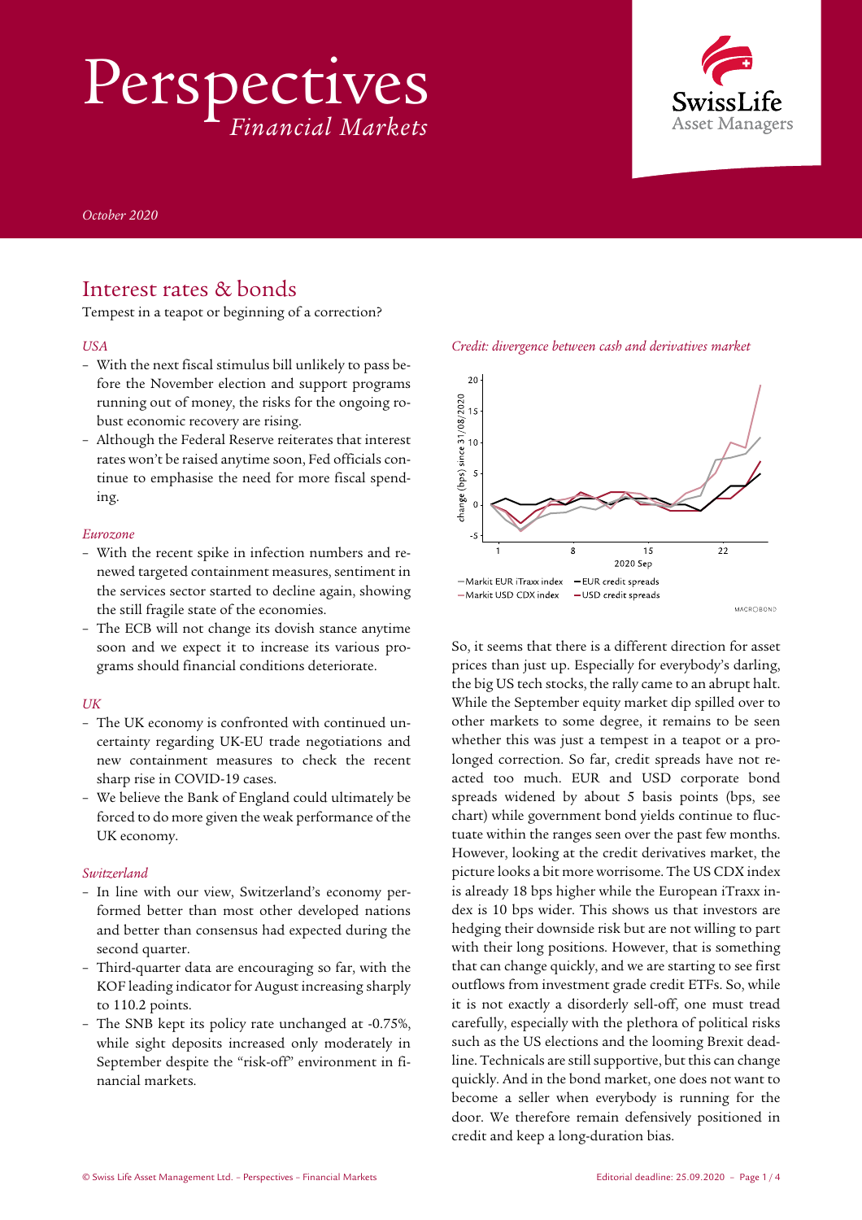# Perspectives

*Financial Markets*

*October 2020*

## Interest rates & bonds

Tempest in a teapot or beginning of a correction?

*USA*

- With the next fiscal stimulus bill unlikely to pass before the November election and support programs running out of money, the risks for the ongoing robust economic recovery are rising.
- Although the Federal Reserve reiterates that interest rates won't be raised anytime soon, Fed officials continue to emphasise the need for more fiscal spending.

*Eurozone*

- With the recent spike in infection numbers and renewed targeted containment measures, sentiment in the services sector started to decline again, showing the still fragile state of the economies.
- The ECB will not change its dovish stance anytime soon and we expect it to increase its various programs should financial conditions deteriorate.

*UK*

- The UK economy is confronted with continued uncertainty regarding UK-EU trade negotiations and new containment measures to check the recent sharp rise in COVID-19 cases.
- We believe the Bank of England could ultimately be forced to do more given the weak performance of the UK economy.

*Switzerland*

- In line with our view, Switzerland's economy performed better than most other developed nations and better than consensus had expected during the second quarter.
- Third-quarter data are encouraging so far, with the KOF leading indicator for August increasing sharply to 110.2 points.
- The SNB kept its policy rate unchanged at -0.75%, while sight deposits increased only moderately in September despite the "risk-off" environment in financial markets.

*Credit: divergence between cash and derivatives market*

So, it seems that there is a different direction for asset prices than just up. Especially for everybody's darling, the big US tech stocks, the rally came to an abrupt halt. While the September equity market dip spilled over to other markets to some degree, it remains to be seen whether this was just a tempest in a teapot or a prolonged correction. So far, credit spreads have not reacted too much. EUR and USD corporate bond spreads widened by about 5 basis points (bps, see chart) while government bond yields continue to fluctuate within the ranges seen over the past few months. However, looking at the credit derivatives market, the picture looks a bit more worrisome. The US CDX index is already 18 bps higher while the European iTraxx index is 10 bps wider. This shows us that investors are hedging their downside risk but are not willing to part with their long positions. However, that is something that can change quickly, and we are starting to see first outflows from investment grade credit ETFs. So, while it is not exactly a disorderly sell-off, one must tread carefully, especially with the plethora of political risks such as the US elections and the looming Brexit deadline. Technicals are still supportive, but this can change quickly. And in the bond market, one does not want to become a seller when everybody is running for the door. We therefore remain defensively positioned in credit and keep a long-duration bias.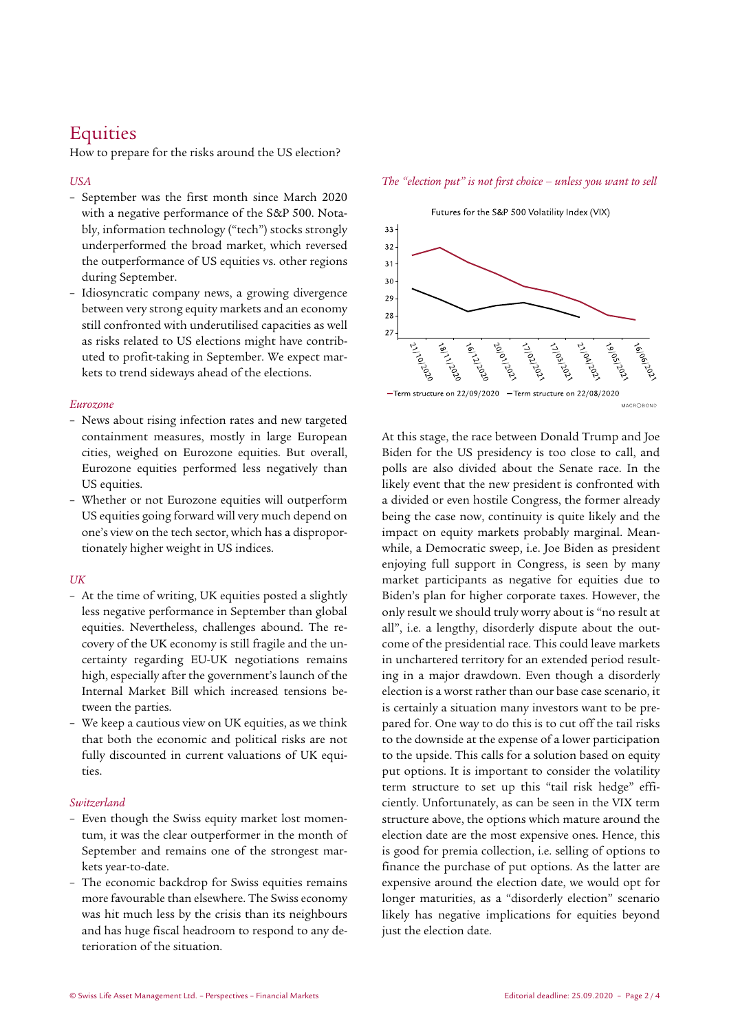# Equities

How to prepare for the risks around the US election?

*USA*

- September was the first month since March 2020 with a negative performance of the S&P 500. Notably, information technology ("tech") stocks strongly underperformed the broad market, which reversed the outperformance of US equities vs. other regions during September.
- Idiosyncratic company news, a growing divergence between very strong equity markets and an economy still confronted with underutilised capacities as well as risks related to US elections might have contributed to profit-taking in September. We expect markets to trend sideways ahead of the elections.

*Eurozone*

- News about rising infection rates and new targeted containment measures, mostly in large European cities, weighed on Eurozone equities. But overall, Eurozone equities performed less negatively than US equities.
- Whether or not Eurozone equities will outperform US equities going forward will very much depend on one's view on the tech sector, which has a disproportionately higher weight in US indices.

*UK*

- At the time of writing, UK equities posted a slightly less negative performance in September than global equities. Nevertheless, challenges abound. The recovery of the UK economy is still fragile and the uncertainty regarding EU-UK negotiations remains high, especially after the government's launch of the Internal Market Bill which increased tensions between the parties.
- We keep a cautious view on UK equities, as we think that both the economic and political risks are not fully discounted in current valuations of UK equities.

*Switzerland*

- Even though the Swiss equity market lost momentum, it was the clear outperformer in the month of September and remains one of the strongest markets year-to-date.
- The economic backdrop for Swiss equities remains more favourable than elsewhere. The Swiss economy was hit much less by the crisis than its neighbours and has huge fiscal headroom to respond to any deterioration of the situation.

*The "election put" is not first choice – unless you want to sell*

Futures for the S&P 500 Volatility Index (VIX)

— Term structure on 22/09/2020 — Term structure on 22/08/2020

At this stage, the race between Donald Trump and Joe Biden for the US presidency is too close to call, and polls are also divided about the Senate race. In the likely event that the new president is confronted with a divided or even hostile Congress, the former already being the case now, continuity is quite likely and the impact on equity markets probably marginal. Meanwhile, a Democratic sweep, i.e. Joe Biden as president enjoying full support in Congress, is seen by many market participants as negative for equities due to Biden's plan for higher corporate taxes. However, the only result we should truly worry about is "no result at all", i.e. a lengthy, disorderly dispute about the outcome of the presidential race. This could leave markets in unchartered territory for an extended period resulting in a major drawdown. Even though a disorderly election is a worst rather than our base case scenario, it is certainly a situation many investors want to be prepared for. One way to do this is to cut off the tail risks to the downside at the expense of a lower participation to the upside. This calls for a solution based on equity put options. It is important to consider the volatility term structure to set up this "tail risk hedge" efficiently. Unfortunately, as can be seen in the VIX term structure above, the options which mature around the election date are the most expensive ones. Hence, this is good for premia collection, i.e. selling of options to finance the purchase of put options. As the latter are expensive around the election date, we would opt for longer maturities, as a "disorderly election" scenario likely has negative implications for equities beyond just the election date.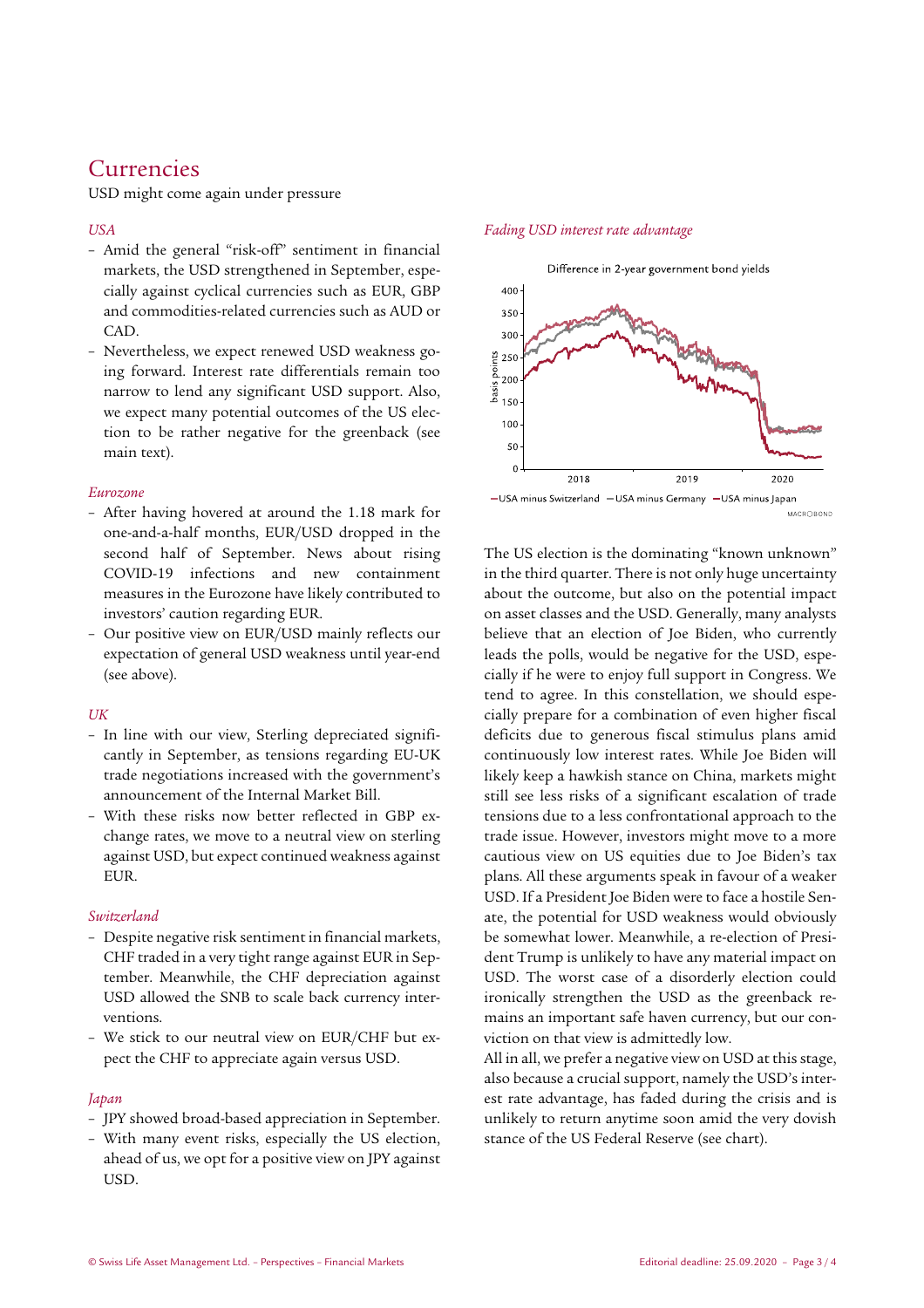# Currencies

USD might come again under pressure

*USA*

- Amid the general "risk-off" sentiment in financial markets, the USD strengthened in September, especially against cyclical currencies such as EUR, GBP and commodities-related currencies such as AUD or CAD.
- Nevertheless, we expect renewed USD weakness going forward. Interest rate differentials remain too narrow to lend any significant USD support. Also, we expect many potential outcomes of the US election to be rather negative for the greenback (see main text).

*Eurozone*

- After having hovered at around the 1.18 mark for one-and-a-half months, EUR/USD dropped in the second half of September. News about rising COVID-19 infections and new containment measures in the Eurozone have likely contributed to investors' caution regarding EUR.
- Our positive view on EUR/USD mainly reflects our expectation of general USD weakness until year-end (see above).

*UK*

- In line with our view, Sterling depreciated significantly in September, as tensions regarding EU-UK trade negotiations increased with the government's announcement of the Internal Market Bill.
- With these risks now better reflected in GBP exchange rates, we move to a neutral view on sterling against USD, but expect continued weakness against EUR.

*Switzerland*

- Despite negative risk sentiment in financial markets, CHF traded in a very tight range against EUR in September. Meanwhile, the CHF depreciation against USD allowed the SNB to scale back currency interventions.
- We stick to our neutral view on EUR/CHF but expect the CHF to appreciate again versus USD.

*Japan*

- JPY showed broad-based appreciation in September.
- With many event risks, especially the US election, ahead of us, we opt for a positive view on JPY against USD.

*Fading USD interest rate advantage*

Difference in 2-year government bond yields

basis points (0–400); 2018, 2019, 2020

—USA minus Switzerland —USA minus Germany —USA minus Japan

MACROBOND

The US election is the dominating "known unknown" in the third quarter. There is not only huge uncertainty about the outcome, but also on the potential impact on asset classes and the USD. Generally, many analysts believe that an election of Joe Biden, who currently leads the polls, would be negative for the USD, especially if he were to enjoy full support in Congress. We tend to agree. In this constellation, we should especially prepare for a combination of even higher fiscal deficits due to generous fiscal stimulus plans amid continuously low interest rates. While Joe Biden will likely keep a hawkish stance on China, markets might still see less risks of a significant escalation of trade tensions due to a less confrontational approach to the trade issue. However, investors might move to a more cautious view on US equities due to Joe Biden's tax plans. All these arguments speak in favour of a weaker USD. If a President Joe Biden were to face a hostile Senate, the potential for USD weakness would obviously be somewhat lower. Meanwhile, a re-election of President Trump is unlikely to have any material impact on USD. The worst case of a disorderly election could ironically strengthen the USD as the greenback remains an important safe haven currency, but our conviction on that view is admittedly low.

All in all, we prefer a negative view on USD at this stage, also because a crucial support, namely the USD's interest rate advantage, has faded during the crisis and is unlikely to return anytime soon amid the very dovish stance of the US Federal Reserve (see chart).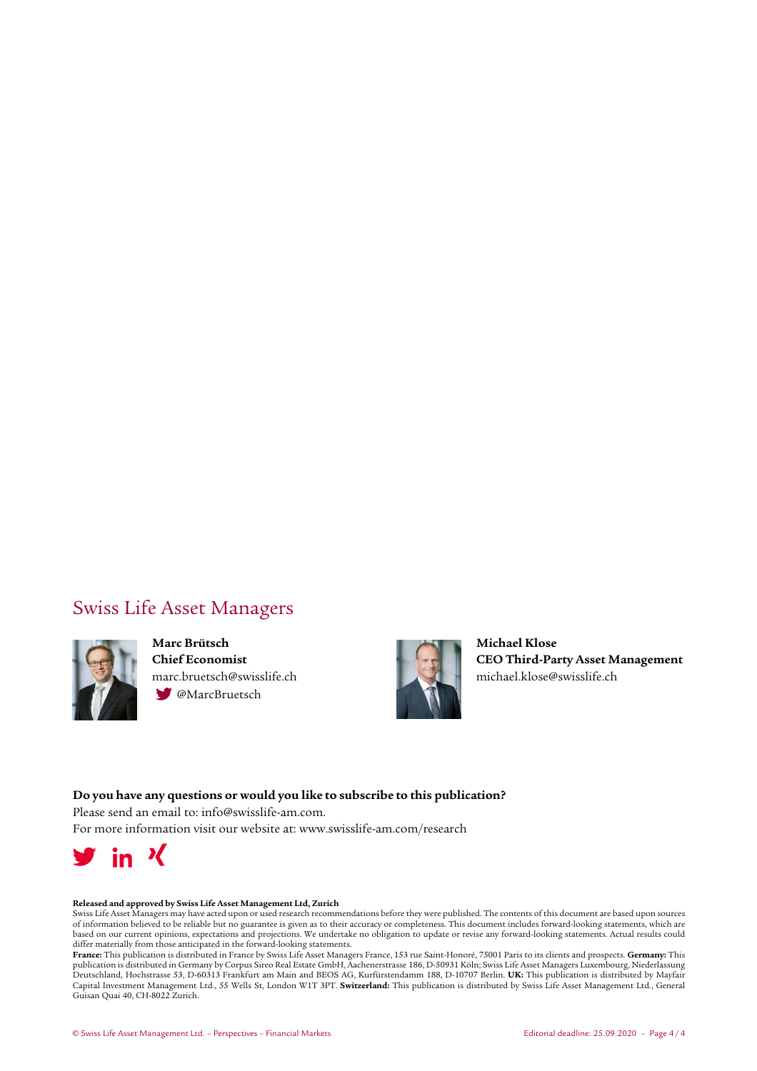## Swiss Life Asset Managers

**Marc Brütsch**
**Chief Economist**
marc.bruetsch@swisslife.ch
@MarcBruetsch

**Michael Klose**
**CEO Third-Party Asset Management**
michael.klose@swisslife.ch

**Do you have any questions or would you like to subscribe to this publication?**
Please send an email to: info@swisslife-am.com.
For more information visit our website at: www.swisslife-am.com/research

**Released and approved by Swiss Life Asset Management Ltd, Zurich**
Swiss Life Asset Managers may have acted upon or used research recommendations before they were published. The contents of this document are based upon sources of information believed to be reliable but no guarantee is given as to their accuracy or completeness. This document includes forward-looking statements, which are based on our current opinions, expectations and projections. We undertake no obligation to update or revise any forward-looking statements. Actual results could differ materially from those anticipated in the forward-looking statements.
**France:** This publication is distributed in France by Swiss Life Asset Managers France, 153 rue Saint-Honoré, 75001 Paris to its clients and prospects. **Germany:** This publication is distributed in Germany by Corpus Sireo Real Estate GmbH, Aachenerstrasse 186, D-50931 Köln; Swiss Life Asset Managers Luxembourg, Niederlassung Deutschland, Hochstrasse 53, D-60313 Frankfurt am Main and BEOS AG, Kurfürstendamm 188, D-10707 Berlin. **UK:** This publication is distributed by Mayfair Capital Investment Management Ltd., 55 Wells St, London W1T 3PT. **Switzerland:** This publication is distributed by Swiss Life Asset Management Ltd., General Guisan Quai 40, CH-8022 Zurich.